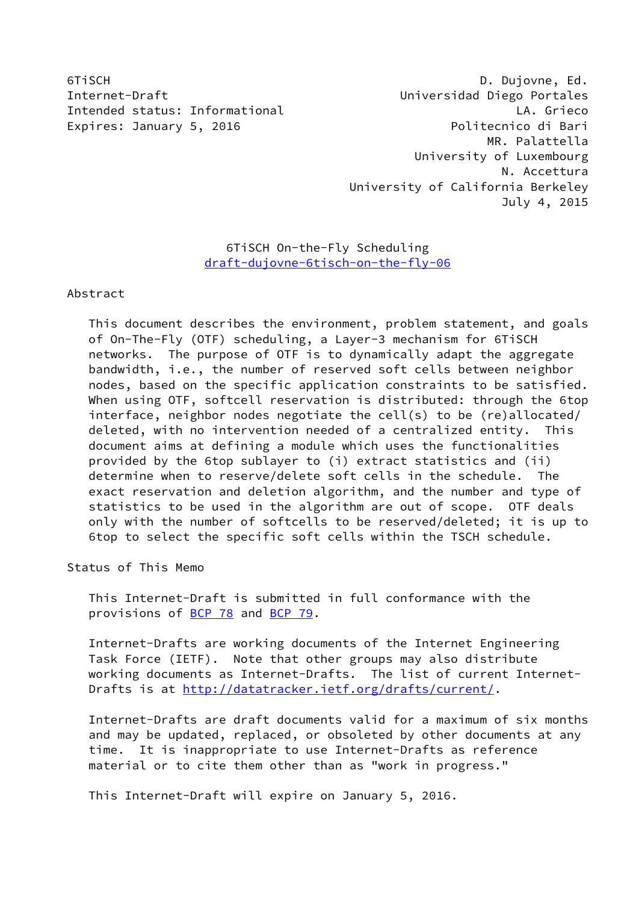6TiSCH D. Dujovne, Ed.
Internet-Draft Universidad Diego Portales
Intended status: Informational LA. Grieco
Expires: January 5, 2016 Politecnico di Bari
MR. Palattella
University of Luxembourg
N. Accettura
University of California Berkeley
July 4, 2015

# 6TiSCH On-the-Fly Scheduling
draft-dujovne-6tisch-on-the-fly-06

## Abstract

This document describes the environment, problem statement, and goals of On-The-Fly (OTF) scheduling, a Layer-3 mechanism for 6TiSCH networks. The purpose of OTF is to dynamically adapt the aggregate bandwidth, i.e., the number of reserved soft cells between neighbor nodes, based on the specific application constraints to be satisfied. When using OTF, softcell reservation is distributed: through the 6top interface, neighbor nodes negotiate the cell(s) to be (re)allocated/deleted, with no intervention needed of a centralized entity. This document aims at defining a module which uses the functionalities provided by the 6top sublayer to (i) extract statistics and (ii) determine when to reserve/delete soft cells in the schedule. The exact reservation and deletion algorithm, and the number and type of statistics to be used in the algorithm are out of scope. OTF deals only with the number of softcells to be reserved/deleted; it is up to 6top to select the specific soft cells within the TSCH schedule.

## Status of This Memo

This Internet-Draft is submitted in full conformance with the provisions of BCP 78 and BCP 79.

Internet-Drafts are working documents of the Internet Engineering Task Force (IETF). Note that other groups may also distribute working documents as Internet-Drafts. The list of current Internet-Drafts is at http://datatracker.ietf.org/drafts/current/.

Internet-Drafts are draft documents valid for a maximum of six months and may be updated, replaced, or obsoleted by other documents at any time. It is inappropriate to use Internet-Drafts as reference material or to cite them other than as "work in progress."

This Internet-Draft will expire on January 5, 2016.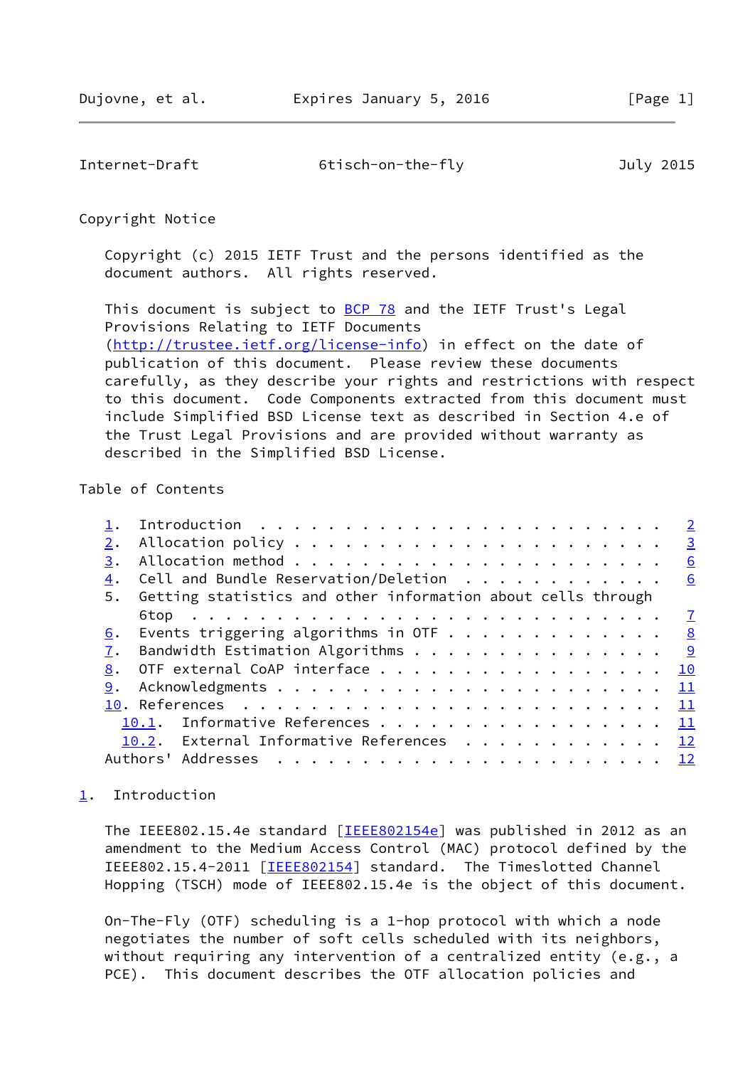## Copyright Notice

Copyright (c) 2015 IETF Trust and the persons identified as the document authors. All rights reserved.

This document is subject to BCP 78 and the IETF Trust's Legal Provisions Relating to IETF Documents (http://trustee.ietf.org/license-info) in effect on the date of publication of this document. Please review these documents carefully, as they describe your rights and restrictions with respect to this document. Code Components extracted from this document must include Simplified BSD License text as described in Section 4.e of the Trust Legal Provisions and are provided without warranty as described in the Simplified BSD License.

## Table of Contents

```
   1.  Introduction . . . . . . . . . . . . . . . . . . . . . . . .   2
   2.  Allocation policy  . . . . . . . . . . . . . . . . . . . . .   3
   3.  Allocation method  . . . . . . . . . . . . . . . . . . . . .   6
   4.  Cell and Bundle Reservation/Deletion . . . . . . . . . . . .   6
   5.  Getting statistics and other information about cells through
       6top . . . . . . . . . . . . . . . . . . . . . . . . . . . .   7
   6.  Events triggering algorithms in OTF  . . . . . . . . . . . .   8
   7.  Bandwidth Estimation Algorithms  . . . . . . . . . . . . . .   9
   8.  OTF external CoAP interface  . . . . . . . . . . . . . . . .  10
   9.  Acknowledgments  . . . . . . . . . . . . . . . . . . . . . .  11
   10. References . . . . . . . . . . . . . . . . . . . . . . . . .  11
     10.1.  Informative References  . . . . . . . . . . . . . . . .  11
     10.2.  External Informative References . . . . . . . . . . . .  12
   Authors' Addresses . . . . . . . . . . . . . . . . . . . . . . .  12
```

## 1. Introduction

The IEEE802.15.4e standard [IEEE802154e] was published in 2012 as an amendment to the Medium Access Control (MAC) protocol defined by the IEEE802.15.4-2011 [IEEE802154] standard. The Timeslotted Channel Hopping (TSCH) mode of IEEE802.15.4e is the object of this document.

On-The-Fly (OTF) scheduling is a 1-hop protocol with which a node negotiates the number of soft cells scheduled with its neighbors, without requiring any intervention of a centralized entity (e.g., a PCE). This document describes the OTF allocation policies and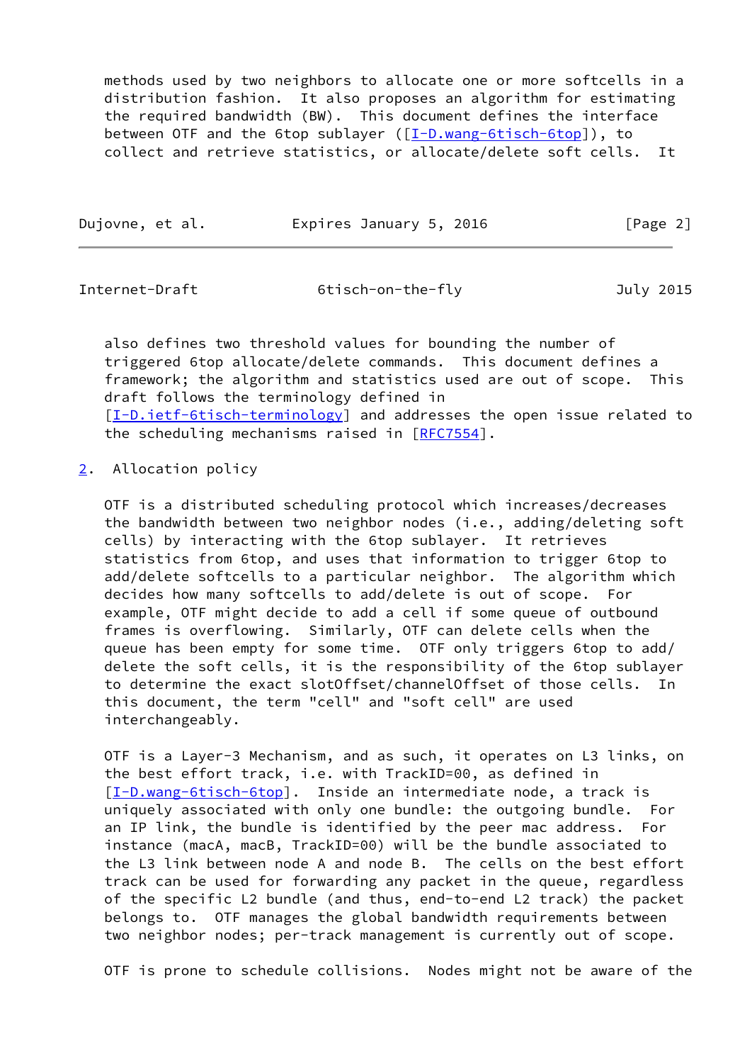methods used by two neighbors to allocate one or more softcells in a distribution fashion. It also proposes an algorithm for estimating the required bandwidth (BW). This document defines the interface between OTF and the 6top sublayer ([I-D.wang-6tisch-6top]), to collect and retrieve statistics, or allocate/delete soft cells. It also defines two threshold values for bounding the number of triggered 6top allocate/delete commands. This document defines a framework; the algorithm and statistics used are out of scope. This draft follows the terminology defined in [I-D.ietf-6tisch-terminology] and addresses the open issue related to the scheduling mechanisms raised in [RFC7554].

## 2. Allocation policy

OTF is a distributed scheduling protocol which increases/decreases the bandwidth between two neighbor nodes (i.e., adding/deleting soft cells) by interacting with the 6top sublayer. It retrieves statistics from 6top, and uses that information to trigger 6top to add/delete softcells to a particular neighbor. The algorithm which decides how many softcells to add/delete is out of scope. For example, OTF might decide to add a cell if some queue of outbound frames is overflowing. Similarly, OTF can delete cells when the queue has been empty for some time. OTF only triggers 6top to add/delete the soft cells, it is the responsibility of the 6top sublayer to determine the exact slotOffset/channelOffset of those cells. In this document, the term "cell" and "soft cell" are used interchangeably.

OTF is a Layer-3 Mechanism, and as such, it operates on L3 links, on the best effort track, i.e. with TrackID=00, as defined in [I-D.wang-6tisch-6top]. Inside an intermediate node, a track is uniquely associated with only one bundle: the outgoing bundle. For an IP link, the bundle is identified by the peer mac address. For instance (macA, macB, TrackID=00) will be the bundle associated to the L3 link between node A and node B. The cells on the best effort track can be used for forwarding any packet in the queue, regardless of the specific L2 bundle (and thus, end-to-end L2 track) the packet belongs to. OTF manages the global bandwidth requirements between two neighbor nodes; per-track management is currently out of scope.

OTF is prone to schedule collisions. Nodes might not be aware of the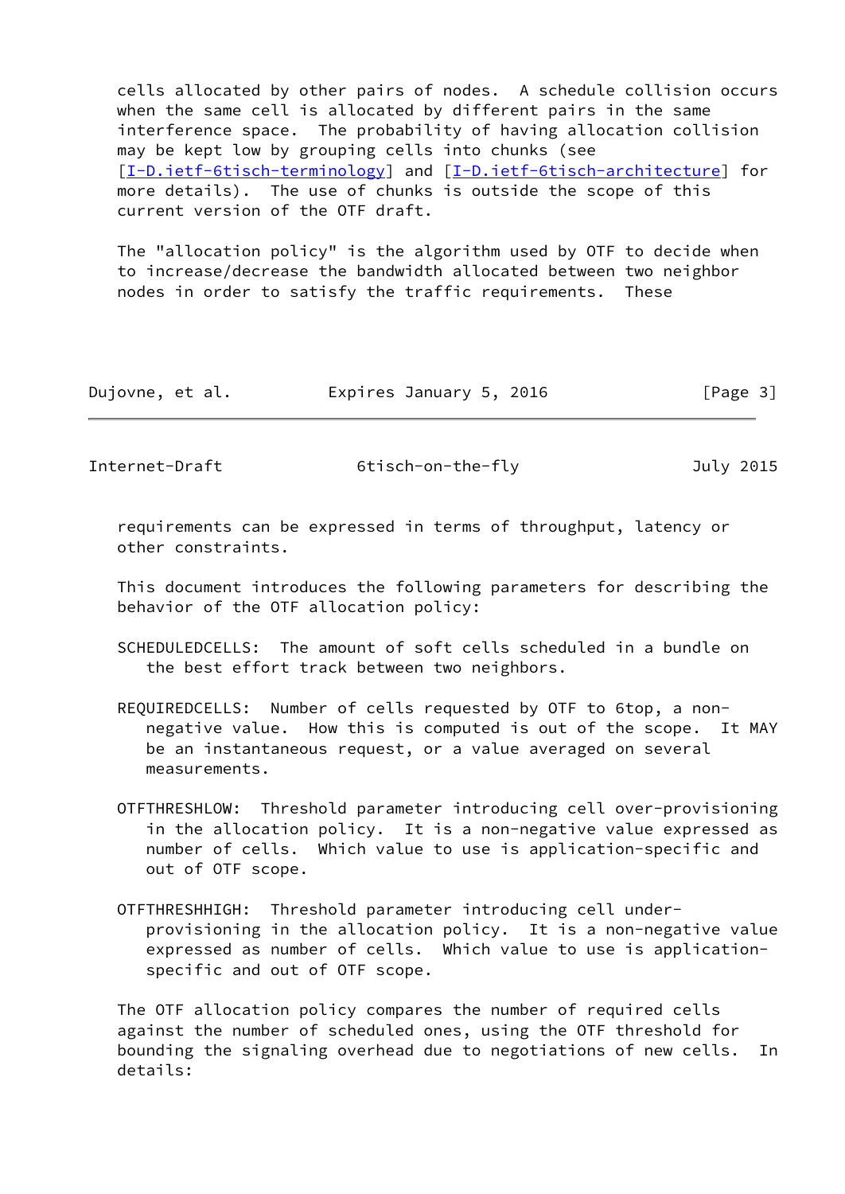cells allocated by other pairs of nodes. A schedule collision occurs when the same cell is allocated by different pairs in the same interference space. The probability of having allocation collision may be kept low by grouping cells into chunks (see [I-D.ietf-6tisch-terminology] and [I-D.ietf-6tisch-architecture] for more details). The use of chunks is outside the scope of this current version of the OTF draft.

The "allocation policy" is the algorithm used by OTF to decide when to increase/decrease the bandwidth allocated between two neighbor nodes in order to satisfy the traffic requirements. These requirements can be expressed in terms of throughput, latency or other constraints.

This document introduces the following parameters for describing the behavior of the OTF allocation policy:

SCHEDULEDCELLS: The amount of soft cells scheduled in a bundle on the best effort track between two neighbors.

REQUIREDCELLS: Number of cells requested by OTF to 6top, a non-negative value. How this is computed is out of the scope. It MAY be an instantaneous request, or a value averaged on several measurements.

OTFTHRESHLOW: Threshold parameter introducing cell over-provisioning in the allocation policy. It is a non-negative value expressed as number of cells. Which value to use is application-specific and out of OTF scope.

OTFTHRESHHIGH: Threshold parameter introducing cell under-provisioning in the allocation policy. It is a non-negative value expressed as number of cells. Which value to use is application-specific and out of OTF scope.

The OTF allocation policy compares the number of required cells against the number of scheduled ones, using the OTF threshold for bounding the signaling overhead due to negotiations of new cells. In details: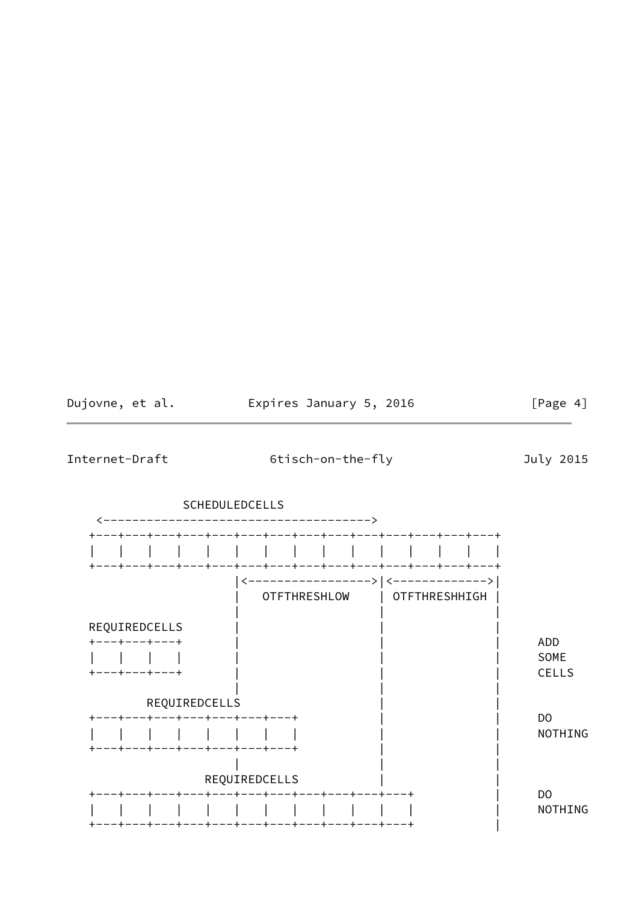```
             SCHEDULEDCELLS
    <------------------------------------->
   +---+---+---+---+---+---+---+---+---+---+---+---+---+---+
   |   |   |   |   |   |   |   |   |   |   |   |   |   |   |
   +---+---+---+---+---+---+---+---+---+---+---+---+---+---+
                       |<------------------>|<------------->|
                       |   OTFTHRESHLOW     | OTFTHRESHHIGH |
                       |                    |               |
   REQUIREDCELLS       |                    |               |
   +---+---+---+       |                    |               |    ADD
   |   |   |   |       |                    |               |    SOME
   +---+---+---+       |                    |               |    CELLS
                       |                    |               |
       REQUIREDCELLS                        |               |
   +---+---+---+---+---+---+---+            |               |    DO
   |   |   |   |   |   |   |   |            |               |    NOTHING
   +---+---+---+---+---+---+---+            |               |
                       |                    |               |
               REQUIREDCELLS                |               |
   +---+---+---+---+---+---+---+---+---+---+---+            |    DO
   |   |   |   |   |   |   |   |   |   |   |   |            |    NOTHING
   +---+---+---+---+---+---+---+---+---+---+---+            |
```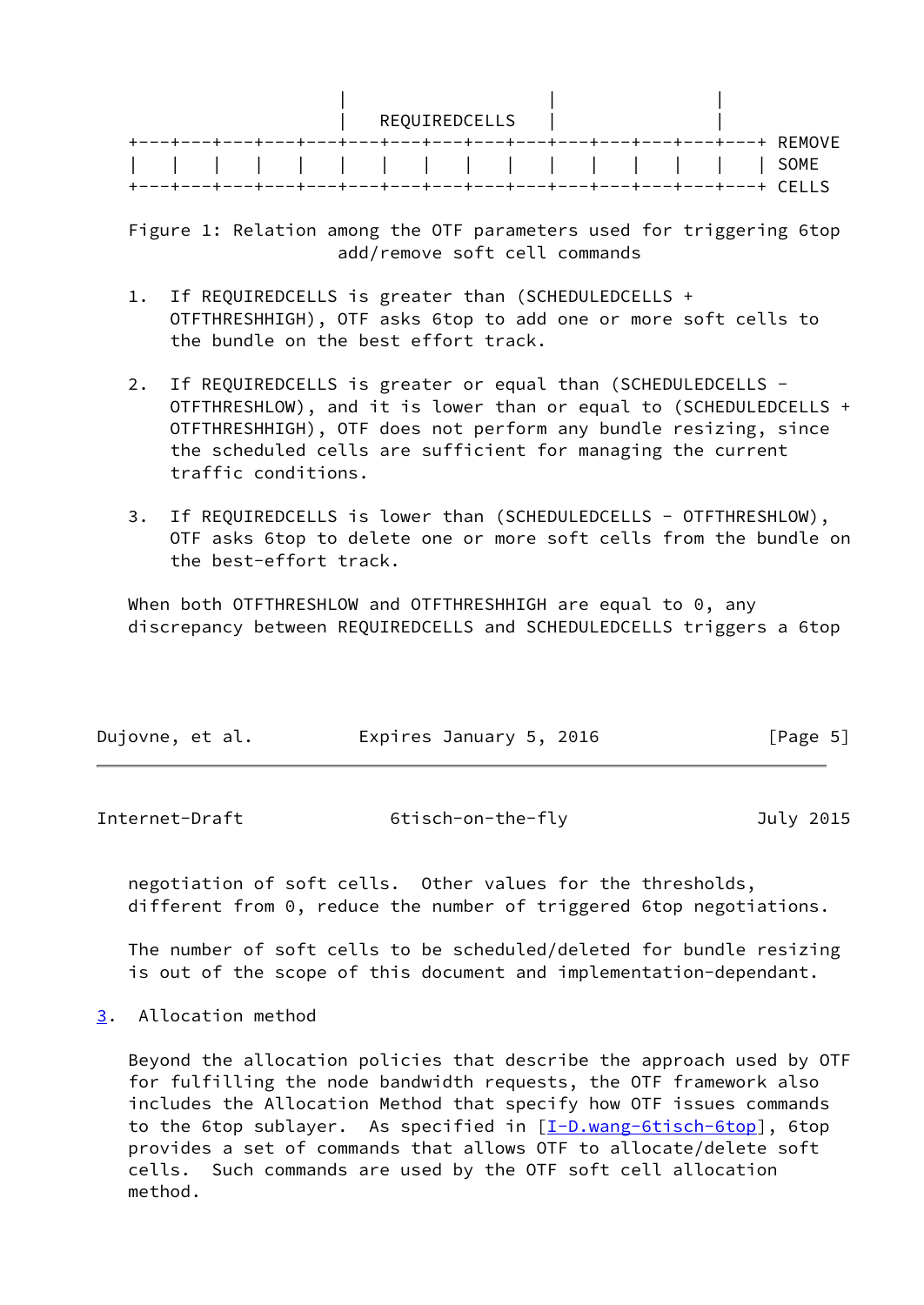```
                         |                   |              |
                         |  REQUIREDCELLS    |              |
+---+---+---+---+---+---+---+---+---+---+---+---+---+---+---+ REMOVE
|   |   |   |   |   |   |   |   |   |   |   |   |   |   |   | SOME
+---+---+---+---+---+---+---+---+---+---+---+---+---+---+---+ CELLS
```

Figure 1: Relation among the OTF parameters used for triggering 6top add/remove soft cell commands

1. If REQUIREDCELLS is greater than (SCHEDULEDCELLS + OTFTHRESHHIGH), OTF asks 6top to add one or more soft cells to the bundle on the best effort track.

2. If REQUIREDCELLS is greater or equal than (SCHEDULEDCELLS - OTFTHRESHLOW), and it is lower than or equal to (SCHEDULEDCELLS + OTFTHRESHHIGH), OTF does not perform any bundle resizing, since the scheduled cells are sufficient for managing the current traffic conditions.

3. If REQUIREDCELLS is lower than (SCHEDULEDCELLS - OTFTHRESHLOW), OTF asks 6top to delete one or more soft cells from the bundle on the best-effort track.

When both OTFTHRESHLOW and OTFTHRESHHIGH are equal to 0, any discrepancy between REQUIREDCELLS and SCHEDULEDCELLS triggers a 6top negotiation of soft cells. Other values for the thresholds, different from 0, reduce the number of triggered 6top negotiations.

The number of soft cells to be scheduled/deleted for bundle resizing is out of the scope of this document and implementation-dependant.

## 3. Allocation method

Beyond the allocation policies that describe the approach used by OTF for fulfilling the node bandwidth requests, the OTF framework also includes the Allocation Method that specify how OTF issues commands to the 6top sublayer. As specified in [I-D.wang-6tisch-6top], 6top provides a set of commands that allows OTF to allocate/delete soft cells. Such commands are used by the OTF soft cell allocation method.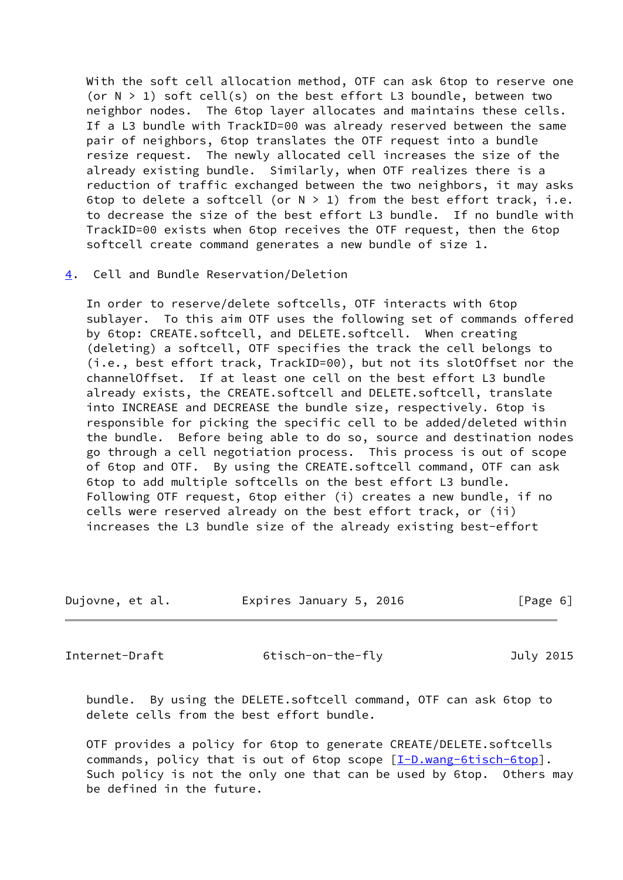With the soft cell allocation method, OTF can ask 6top to reserve one (or N > 1) soft cell(s) on the best effort L3 boundle, between two neighbor nodes. The 6top layer allocates and maintains these cells. If a L3 bundle with TrackID=00 was already reserved between the same pair of neighbors, 6top translates the OTF request into a bundle resize request. The newly allocated cell increases the size of the already existing bundle. Similarly, when OTF realizes there is a reduction of traffic exchanged between the two neighbors, it may asks 6top to delete a softcell (or N > 1) from the best effort track, i.e. to decrease the size of the best effort L3 bundle. If no bundle with TrackID=00 exists when 6top receives the OTF request, then the 6top softcell create command generates a new bundle of size 1.

## 4. Cell and Bundle Reservation/Deletion

In order to reserve/delete softcells, OTF interacts with 6top sublayer. To this aim OTF uses the following set of commands offered by 6top: CREATE.softcell, and DELETE.softcell. When creating (deleting) a softcell, OTF specifies the track the cell belongs to (i.e., best effort track, TrackID=00), but not its slotOffset nor the channelOffset. If at least one cell on the best effort L3 bundle already exists, the CREATE.softcell and DELETE.softcell, translate into INCREASE and DECREASE the bundle size, respectively. 6top is responsible for picking the specific cell to be added/deleted within the bundle. Before being able to do so, source and destination nodes go through a cell negotiation process. This process is out of scope of 6top and OTF. By using the CREATE.softcell command, OTF can ask 6top to add multiple softcells on the best effort L3 bundle. Following OTF request, 6top either (i) creates a new bundle, if no cells were reserved already on the best effort track, or (ii) increases the L3 bundle size of the already existing best-effort bundle. By using the DELETE.softcell command, OTF can ask 6top to delete cells from the best effort bundle.

OTF provides a policy for 6top to generate CREATE/DELETE.softcells commands, policy that is out of 6top scope [I-D.wang-6tisch-6top]. Such policy is not the only one that can be used by 6top. Others may be defined in the future.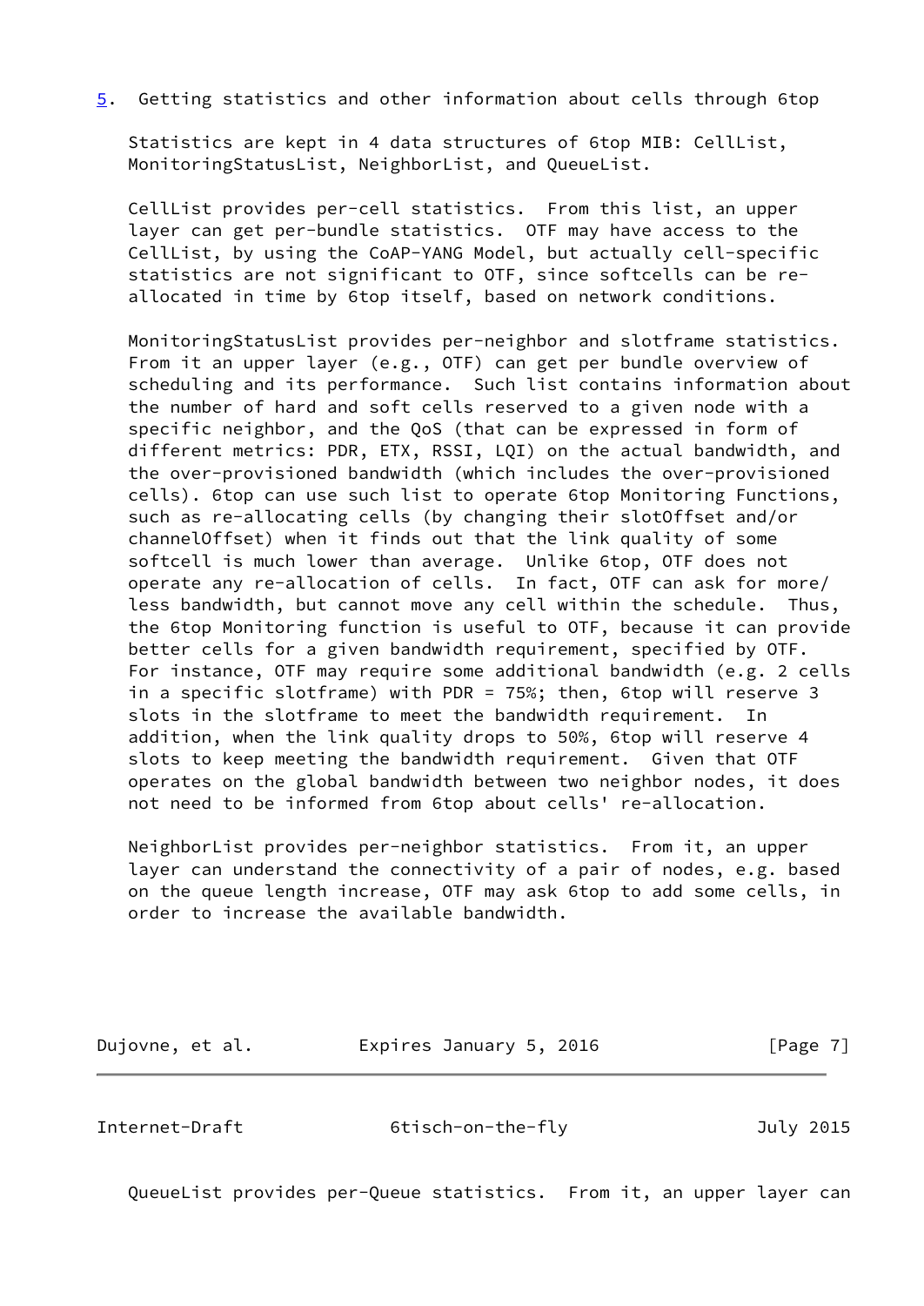## 5. Getting statistics and other information about cells through 6top

Statistics are kept in 4 data structures of 6top MIB: CellList, MonitoringStatusList, NeighborList, and QueueList.

CellList provides per-cell statistics. From this list, an upper layer can get per-bundle statistics. OTF may have access to the CellList, by using the CoAP-YANG Model, but actually cell-specific statistics are not significant to OTF, since softcells can be re-allocated in time by 6top itself, based on network conditions.

MonitoringStatusList provides per-neighbor and slotframe statistics. From it an upper layer (e.g., OTF) can get per bundle overview of scheduling and its performance. Such list contains information about the number of hard and soft cells reserved to a given node with a specific neighbor, and the QoS (that can be expressed in form of different metrics: PDR, ETX, RSSI, LQI) on the actual bandwidth, and the over-provisioned bandwidth (which includes the over-provisioned cells). 6top can use such list to operate 6top Monitoring Functions, such as re-allocating cells (by changing their slotOffset and/or channelOffset) when it finds out that the link quality of some softcell is much lower than average. Unlike 6top, OTF does not operate any re-allocation of cells. In fact, OTF can ask for more/less bandwidth, but cannot move any cell within the schedule. Thus, the 6top Monitoring function is useful to OTF, because it can provide better cells for a given bandwidth requirement, specified by OTF. For instance, OTF may require some additional bandwidth (e.g. 2 cells in a specific slotframe) with PDR = 75%; then, 6top will reserve 3 slots in the slotframe to meet the bandwidth requirement. In addition, when the link quality drops to 50%, 6top will reserve 4 slots to keep meeting the bandwidth requirement. Given that OTF operates on the global bandwidth between two neighbor nodes, it does not need to be informed from 6top about cells' re-allocation.

NeighborList provides per-neighbor statistics. From it, an upper layer can understand the connectivity of a pair of nodes, e.g. based on the queue length increase, OTF may ask 6top to add some cells, in order to increase the available bandwidth.

QueueList provides per-Queue statistics. From it, an upper layer can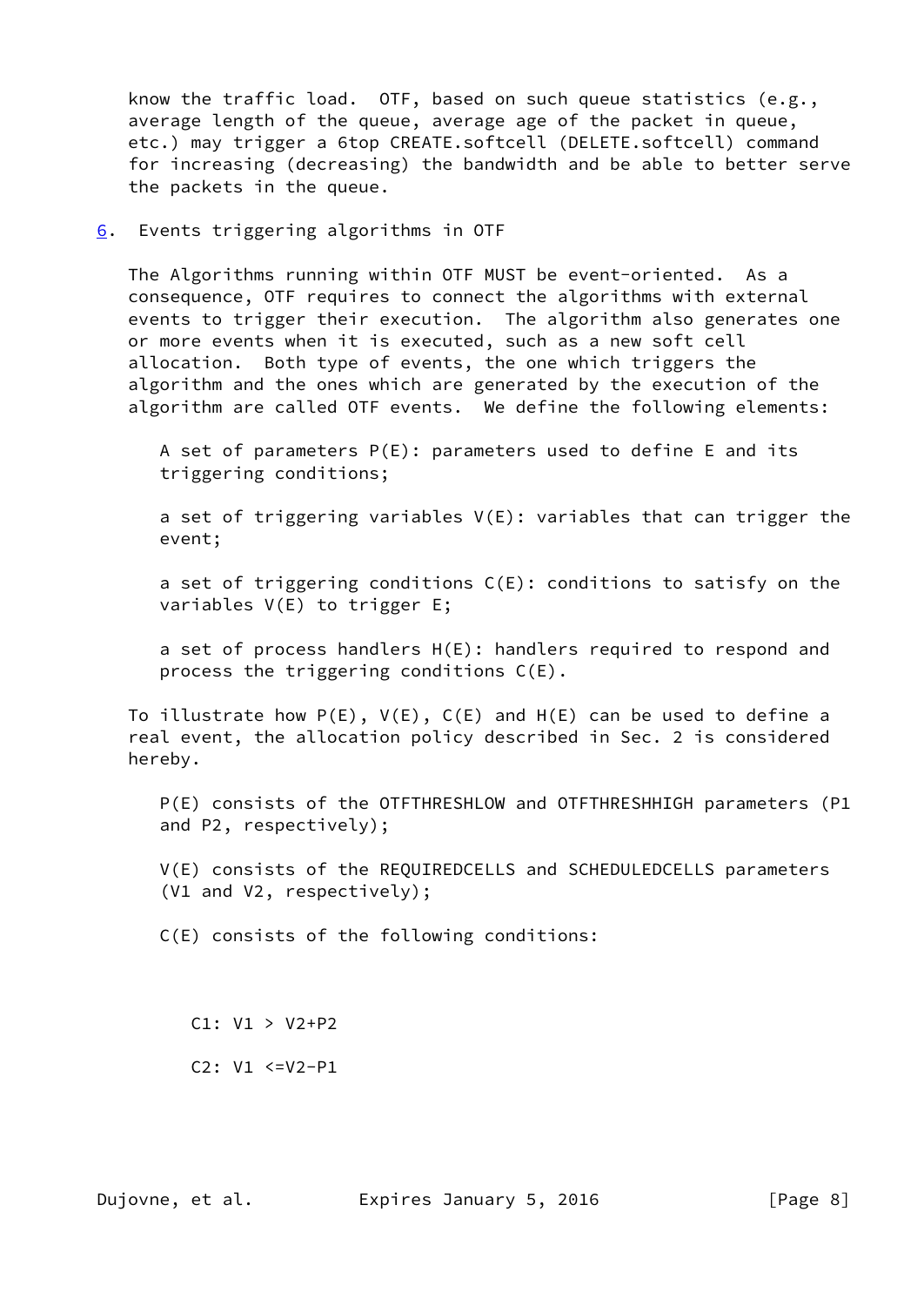know the traffic load. OTF, based on such queue statistics (e.g., average length of the queue, average age of the packet in queue, etc.) may trigger a 6top CREATE.softcell (DELETE.softcell) command for increasing (decreasing) the bandwidth and be able to better serve the packets in the queue.

## 6. Events triggering algorithms in OTF

The Algorithms running within OTF MUST be event-oriented. As a consequence, OTF requires to connect the algorithms with external events to trigger their execution. The algorithm also generates one or more events when it is executed, such as a new soft cell allocation. Both type of events, the one which triggers the algorithm and the ones which are generated by the execution of the algorithm are called OTF events. We define the following elements:

A set of parameters P(E): parameters used to define E and its triggering conditions;

a set of triggering variables V(E): variables that can trigger the event;

a set of triggering conditions C(E): conditions to satisfy on the variables V(E) to trigger E;

a set of process handlers H(E): handlers required to respond and process the triggering conditions C(E).

To illustrate how P(E), V(E), C(E) and H(E) can be used to define a real event, the allocation policy described in Sec. 2 is considered hereby.

P(E) consists of the OTFTHRESHLOW and OTFTHRESHHIGH parameters (P1 and P2, respectively);

V(E) consists of the REQUIREDCELLS and SCHEDULEDCELLS parameters (V1 and V2, respectively);

C(E) consists of the following conditions:

C1: V1 > V2+P2

C2: V1 <=V2-P1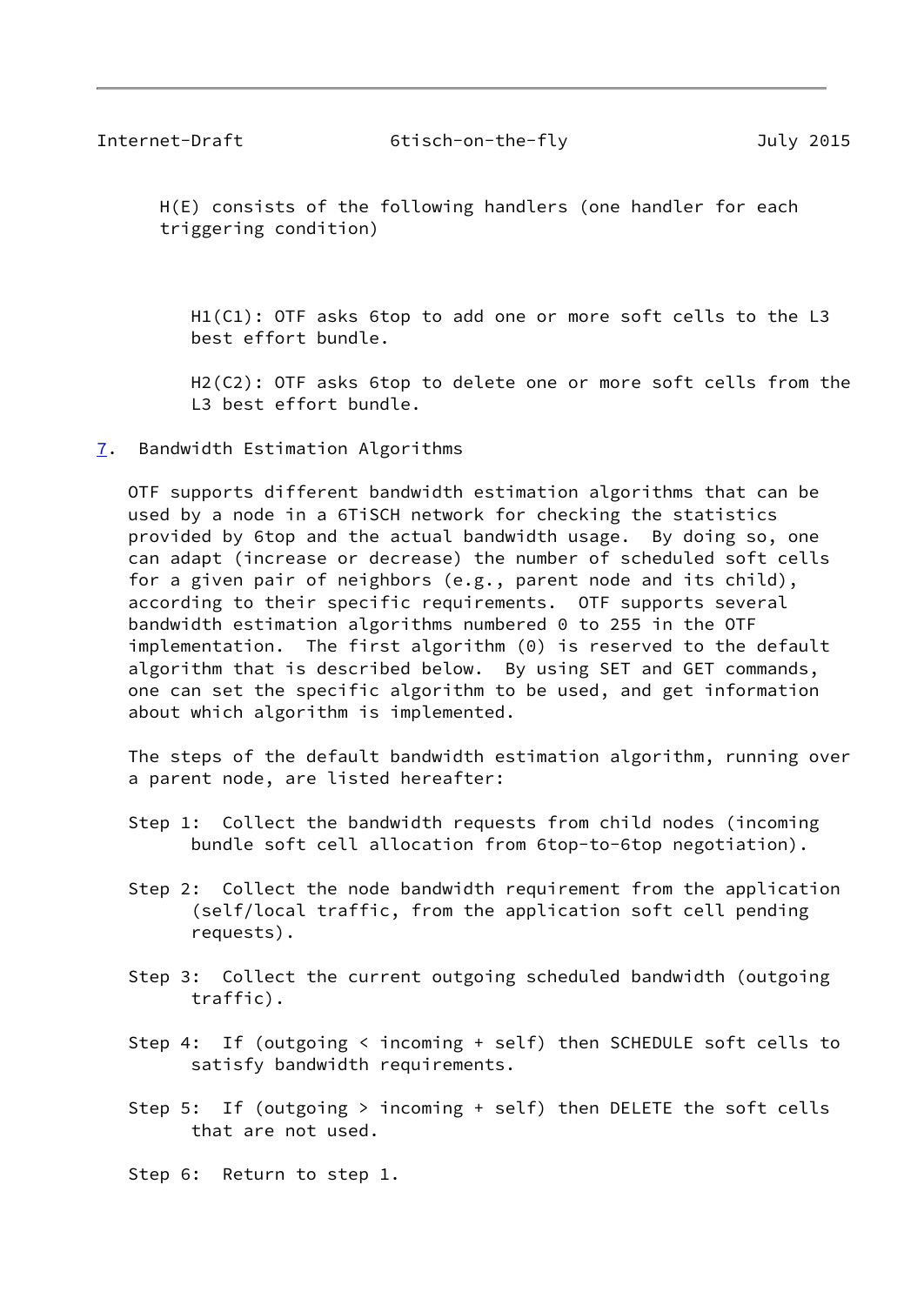H(E) consists of the following handlers (one handler for each triggering condition)

H1(C1): OTF asks 6top to add one or more soft cells to the L3 best effort bundle.

H2(C2): OTF asks 6top to delete one or more soft cells from the L3 best effort bundle.

## 7. Bandwidth Estimation Algorithms

OTF supports different bandwidth estimation algorithms that can be used by a node in a 6TiSCH network for checking the statistics provided by 6top and the actual bandwidth usage. By doing so, one can adapt (increase or decrease) the number of scheduled soft cells for a given pair of neighbors (e.g., parent node and its child), according to their specific requirements. OTF supports several bandwidth estimation algorithms numbered 0 to 255 in the OTF implementation. The first algorithm (0) is reserved to the default algorithm that is described below. By using SET and GET commands, one can set the specific algorithm to be used, and get information about which algorithm is implemented.

The steps of the default bandwidth estimation algorithm, running over a parent node, are listed hereafter:

Step 1: Collect the bandwidth requests from child nodes (incoming bundle soft cell allocation from 6top-to-6top negotiation).

Step 2: Collect the node bandwidth requirement from the application (self/local traffic, from the application soft cell pending requests).

Step 3: Collect the current outgoing scheduled bandwidth (outgoing traffic).

Step 4: If (outgoing < incoming + self) then SCHEDULE soft cells to satisfy bandwidth requirements.

Step 5: If (outgoing > incoming + self) then DELETE the soft cells that are not used.

Step 6: Return to step 1.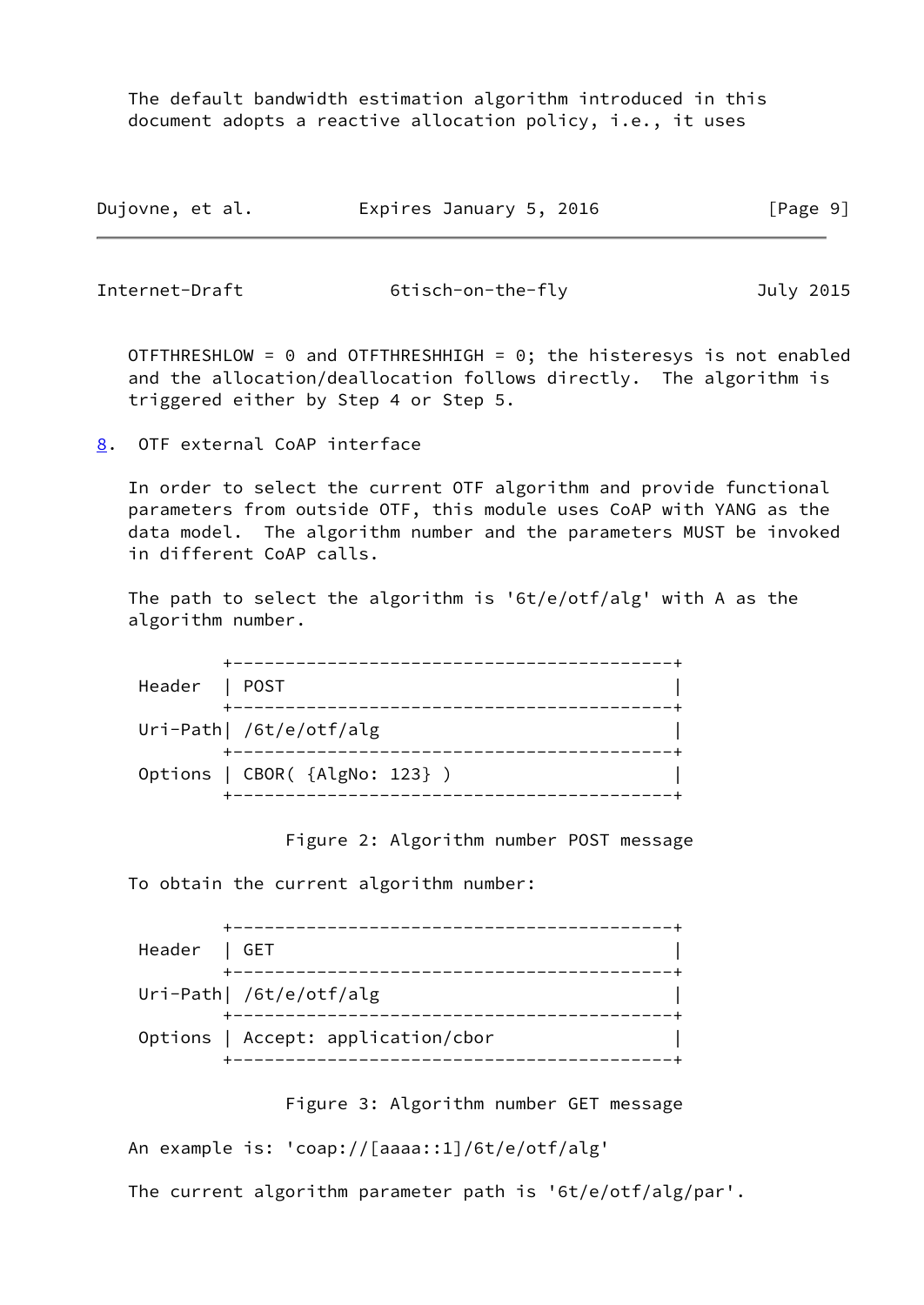The default bandwidth estimation algorithm introduced in this document adopts a reactive allocation policy, i.e., it uses

OTFTHRESHLOW = 0 and OTFTHRESHHIGH = 0; the histeresys is not enabled and the allocation/deallocation follows directly. The algorithm is triggered either by Step 4 or Step 5.

## 8. OTF external CoAP interface

In order to select the current OTF algorithm and provide functional parameters from outside OTF, this module uses CoAP with YANG as the data model. The algorithm number and the parameters MUST be invoked in different CoAP calls.

The path to select the algorithm is '6t/e/otf/alg' with A as the algorithm number.

```
         +------------------------------------------+
 Header  | POST                                     |
         +------------------------------------------+
 Uri-Path| /6t/e/otf/alg                            |
         +------------------------------------------+
 Options | CBOR( {AlgNo: 123} )                     |
         +------------------------------------------+
```

Figure 2: Algorithm number POST message

To obtain the current algorithm number:

```
         +------------------------------------------+
 Header  | GET                                      |
         +------------------------------------------+
 Uri-Path| /6t/e/otf/alg                            |
         +------------------------------------------+
 Options | Accept: application/cbor                 |
         +------------------------------------------+
```

Figure 3: Algorithm number GET message

An example is: 'coap://[aaaa::1]/6t/e/otf/alg'

The current algorithm parameter path is '6t/e/otf/alg/par'.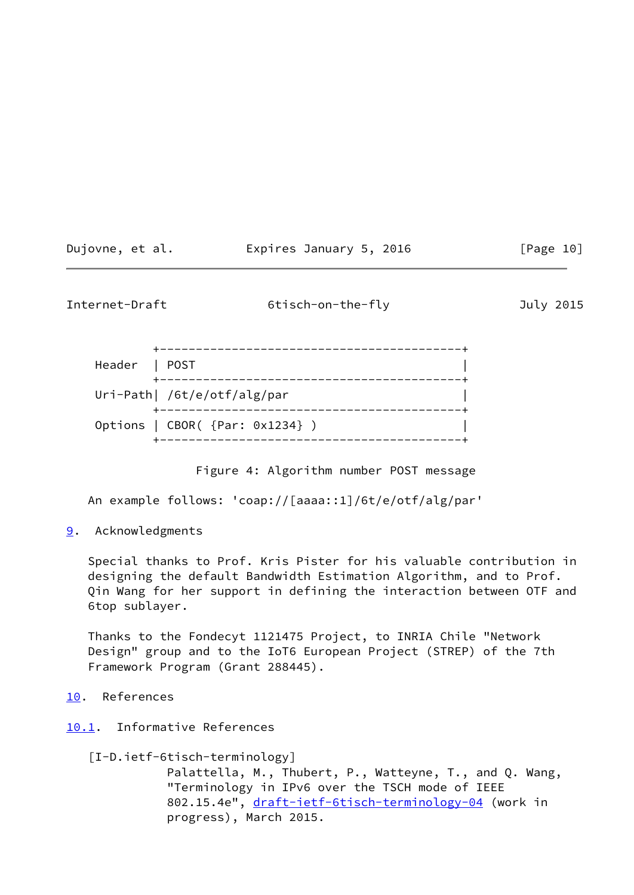```
          +------------------------------------------+
 Header   | POST                                     |
          +------------------------------------------+
 Uri-Path| /6t/e/otf/alg/par                        |
          +------------------------------------------+
 Options  | CBOR( {Par: 0x1234} )                    |
          +------------------------------------------+
```

Figure 4: Algorithm number POST message

An example follows: 'coap://[aaaa::1]/6t/e/otf/alg/par'

## 9. Acknowledgments

Special thanks to Prof. Kris Pister for his valuable contribution in designing the default Bandwidth Estimation Algorithm, and to Prof. Qin Wang for her support in defining the interaction between OTF and 6top sublayer.

Thanks to the Fondecyt 1121475 Project, to INRIA Chile "Network Design" group and to the IoT6 European Project (STREP) of the 7th Framework Program (Grant 288445).

## 10. References

### 10.1. Informative References

[I-D.ietf-6tisch-terminology]
Palattella, M., Thubert, P., Watteyne, T., and Q. Wang, "Terminology in IPv6 over the TSCH mode of IEEE 802.15.4e", draft-ietf-6tisch-terminology-04 (work in progress), March 2015.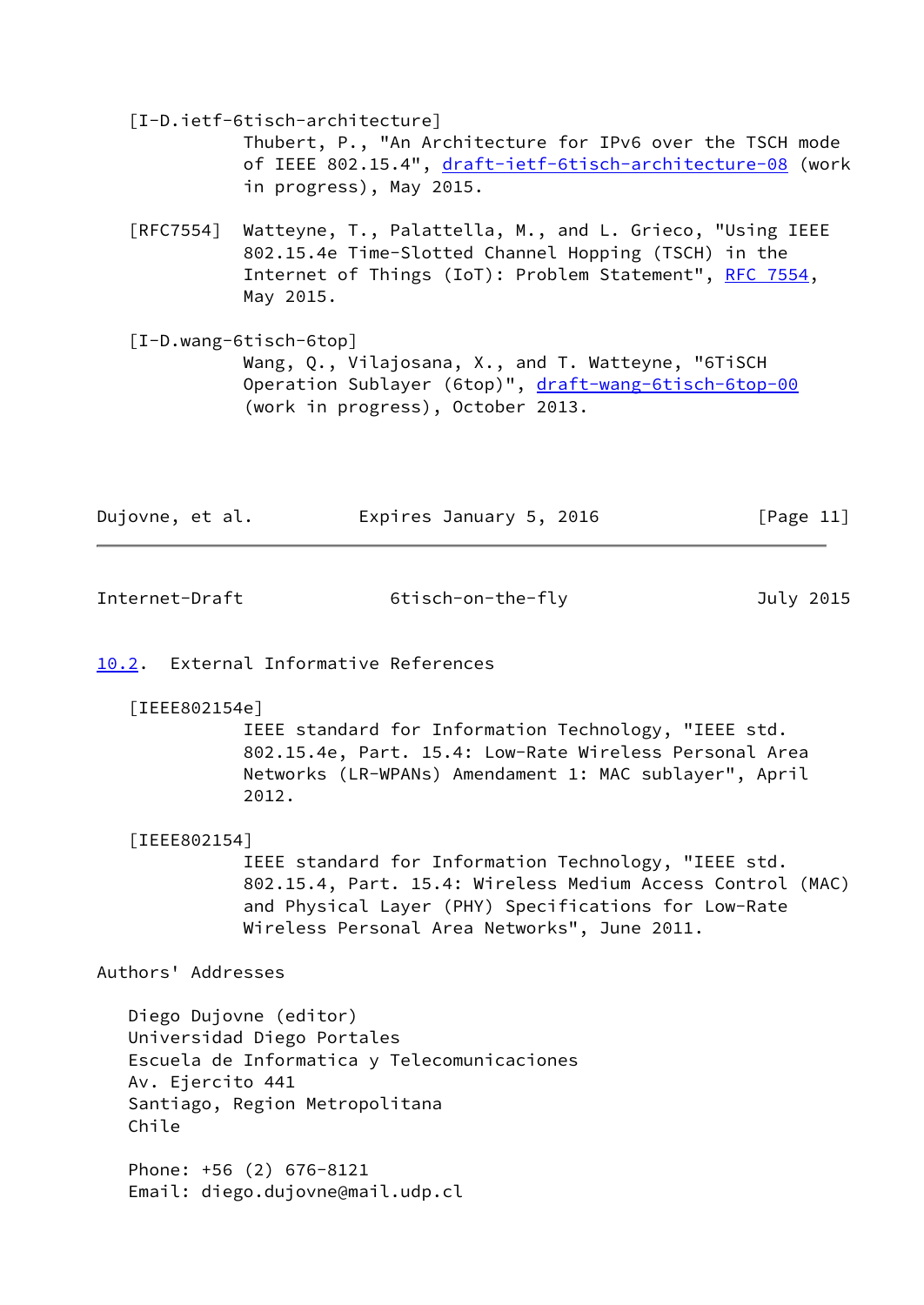[I-D.ietf-6tisch-architecture]
Thubert, P., "An Architecture for IPv6 over the TSCH mode of IEEE 802.15.4", draft-ietf-6tisch-architecture-08 (work in progress), May 2015.

[RFC7554] Watteyne, T., Palattella, M., and L. Grieco, "Using IEEE 802.15.4e Time-Slotted Channel Hopping (TSCH) in the Internet of Things (IoT): Problem Statement", RFC 7554, May 2015.

[I-D.wang-6tisch-6top]
Wang, Q., Vilajosana, X., and T. Watteyne, "6TiSCH Operation Sublayer (6top)", draft-wang-6tisch-6top-00 (work in progress), October 2013.

### 10.2. External Informative References

[IEEE802154e]
IEEE standard for Information Technology, "IEEE std. 802.15.4e, Part. 15.4: Low-Rate Wireless Personal Area Networks (LR-WPANs) Amendament 1: MAC sublayer", April 2012.

[IEEE802154]
IEEE standard for Information Technology, "IEEE std. 802.15.4, Part. 15.4: Wireless Medium Access Control (MAC) and Physical Layer (PHY) Specifications for Low-Rate Wireless Personal Area Networks", June 2011.

## Authors' Addresses

Diego Dujovne (editor)
Universidad Diego Portales
Escuela de Informatica y Telecomunicaciones
Av. Ejercito 441
Santiago, Region Metropolitana
Chile

Phone: +56 (2) 676-8121
Email: diego.dujovne@mail.udp.cl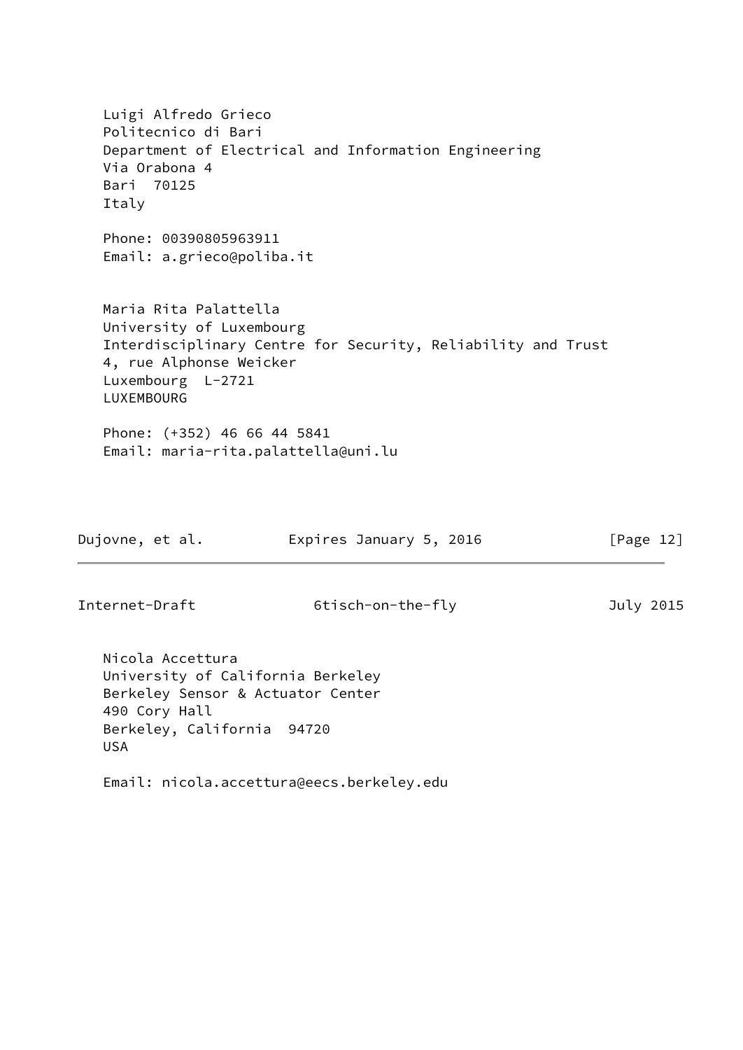Luigi Alfredo Grieco
Politecnico di Bari
Department of Electrical and Information Engineering
Via Orabona 4
Bari  70125
Italy

Phone: 00390805963911
Email: a.grieco@poliba.it

Maria Rita Palattella
University of Luxembourg
Interdisciplinary Centre for Security, Reliability and Trust
4, rue Alphonse Weicker
Luxembourg  L-2721
LUXEMBOURG

Phone: (+352) 46 66 44 5841
Email: maria-rita.palattella@uni.lu

Nicola Accettura
University of California Berkeley
Berkeley Sensor & Actuator Center
490 Cory Hall
Berkeley, California  94720
USA

Email: nicola.accettura@eecs.berkeley.edu